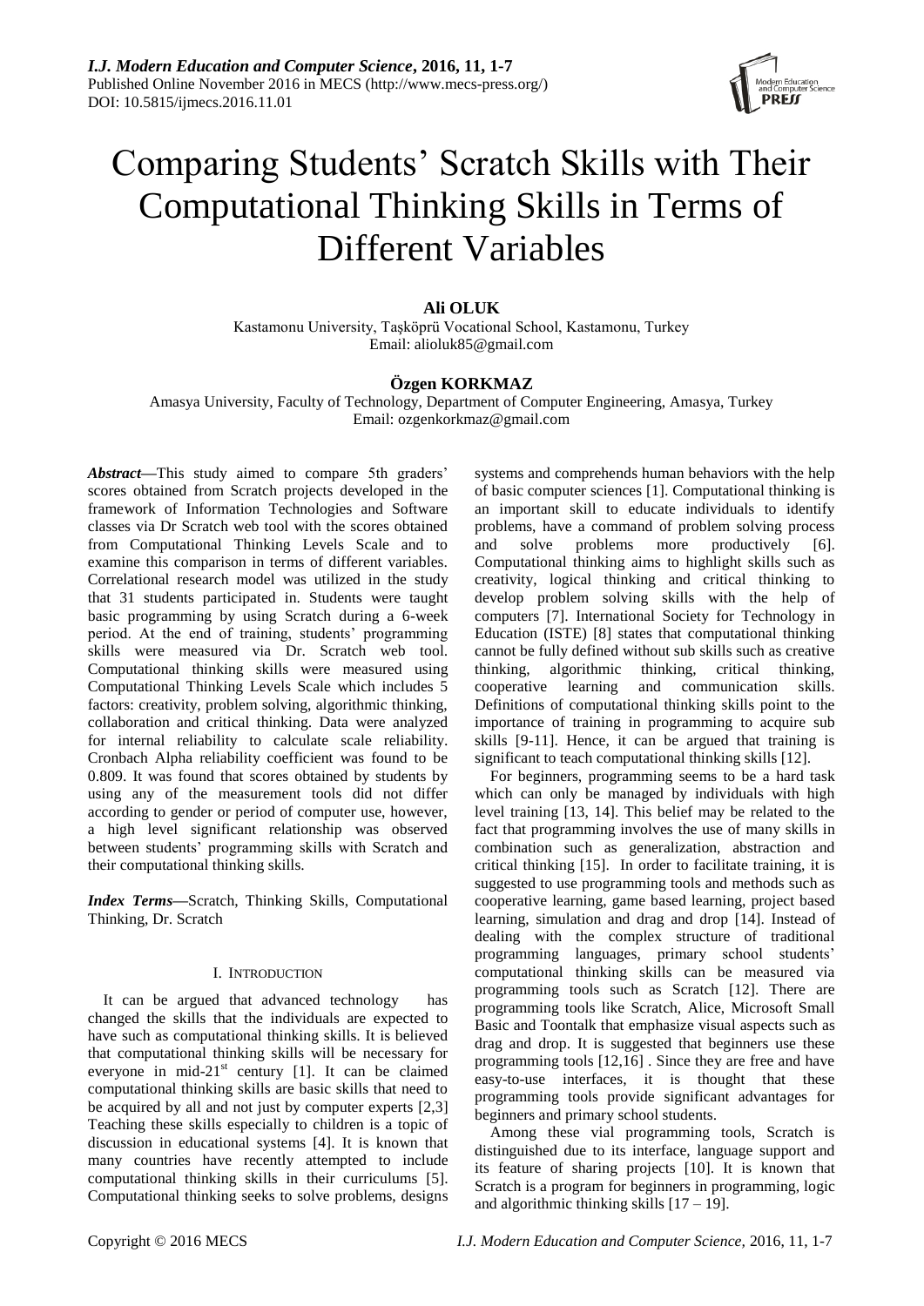# Comparing Students' Scratch Skills with Their Computational Thinking Skills in Terms of Different Variables

**Ali OLUK**

Kastamonu University, Taşköprü Vocational School, Kastamonu, Turkey
Email: alioluk85@gmail.com

**Özgen KORKMAZ**

Amasya University, Faculty of Technology, Department of Computer Engineering, Amasya, Turkey
Email: ozgenkorkmaz@gmail.com

***Abstract*—**This study aimed to compare 5th graders' scores obtained from Scratch projects developed in the framework of Information Technologies and Software classes via Dr Scratch web tool with the scores obtained from Computational Thinking Levels Scale and to examine this comparison in terms of different variables. Correlational research model was utilized in the study that 31 students participated in. Students were taught basic programming by using Scratch during a 6-week period. At the end of training, students' programming skills were measured via Dr. Scratch web tool. Computational thinking skills were measured using Computational Thinking Levels Scale which includes 5 factors: creativity, problem solving, algorithmic thinking, collaboration and critical thinking. Data were analyzed for internal reliability to calculate scale reliability. Cronbach Alpha reliability coefficient was found to be 0.809. It was found that scores obtained by students by using any of the measurement tools did not differ according to gender or period of computer use, however, a high level significant relationship was observed between students' programming skills with Scratch and their computational thinking skills.

***Index Terms*—**Scratch, Thinking Skills, Computational Thinking, Dr. Scratch

## I. Introduction

It can be argued that advanced technology has changed the skills that the individuals are expected to have such as computational thinking skills. It is believed that computational thinking skills will be necessary for everyone in mid-21st century [1]. It can be claimed computational thinking skills are basic skills that need to be acquired by all and not just by computer experts [2,3] Teaching these skills especially to children is a topic of discussion in educational systems [4]. It is known that many countries have recently attempted to include computational thinking skills in their curriculums [5]. Computational thinking seeks to solve problems, designs systems and comprehends human behaviors with the help of basic computer sciences [1]. Computational thinking is an important skill to educate individuals to identify problems, have a command of problem solving process and solve problems more productively [6]. Computational thinking aims to highlight skills such as creativity, logical thinking and critical thinking to develop problem solving skills with the help of computers [7]. International Society for Technology in Education (ISTE) [8] states that computational thinking cannot be fully defined without sub skills such as creative thinking, algorithmic thinking, critical thinking, cooperative learning and communication skills. Definitions of computational thinking skills point to the importance of training in programming to acquire sub skills [9-11]. Hence, it can be argued that training is significant to teach computational thinking skills [12].

For beginners, programming seems to be a hard task which can only be managed by individuals with high level training [13, 14]. This belief may be related to the fact that programming involves the use of many skills in combination such as generalization, abstraction and critical thinking [15]. In order to facilitate training, it is suggested to use programming tools and methods such as cooperative learning, game based learning, project based learning, simulation and drag and drop [14]. Instead of dealing with the complex structure of traditional programming languages, primary school students' computational thinking skills can be measured via programming tools such as Scratch [12]. There are programming tools like Scratch, Alice, Microsoft Small Basic and Toontalk that emphasize visual aspects such as drag and drop. It is suggested that beginners use these programming tools [12,16] . Since they are free and have easy-to-use interfaces, it is thought that these programming tools provide significant advantages for beginners and primary school students.

Among these vial programming tools, Scratch is distinguished due to its interface, language support and its feature of sharing projects [10]. It is known that Scratch is a program for beginners in programming, logic and algorithmic thinking skills [17 – 19].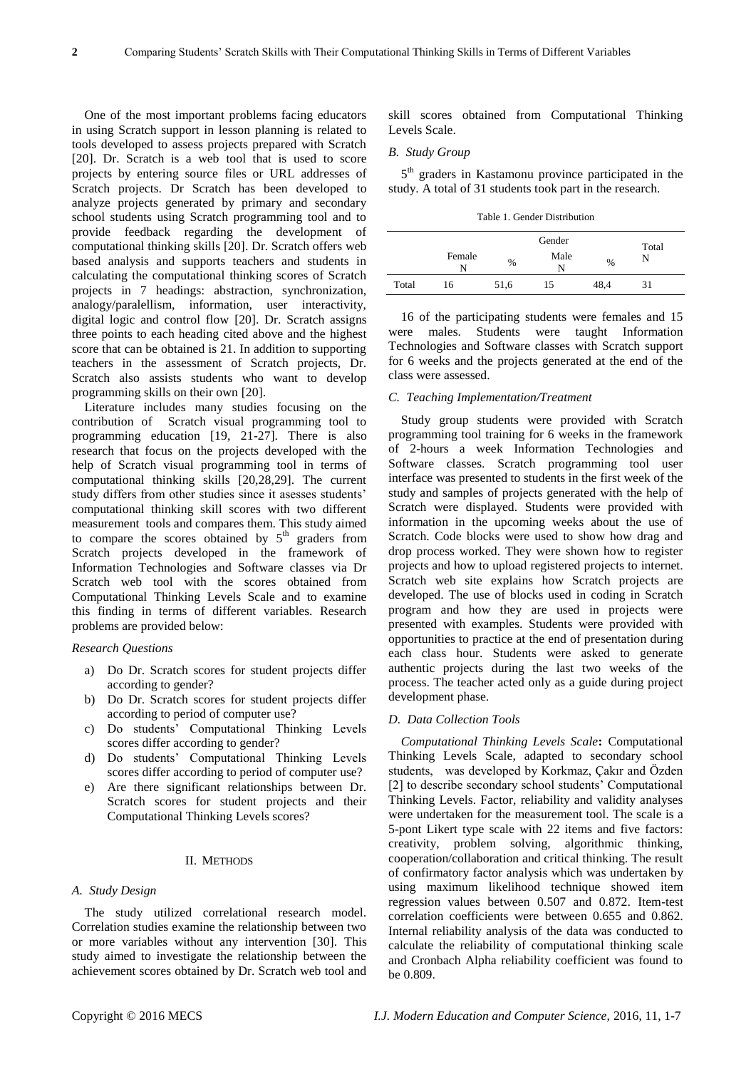One of the most important problems facing educators in using Scratch support in lesson planning is related to tools developed to assess projects prepared with Scratch [20]. Dr. Scratch is a web tool that is used to score projects by entering source files or URL addresses of Scratch projects. Dr Scratch has been developed to analyze projects generated by primary and secondary school students using Scratch programming tool and to provide feedback regarding the development of computational thinking skills [20]. Dr. Scratch offers web based analysis and supports teachers and students in calculating the computational thinking scores of Scratch projects in 7 headings: abstraction, synchronization, analogy/paralellism, information, user interactivity, digital logic and control flow [20]. Dr. Scratch assigns three points to each heading cited above and the highest score that can be obtained is 21. In addition to supporting teachers in the assessment of Scratch projects, Dr. Scratch also assists students who want to develop programming skills on their own [20].

Literature includes many studies focusing on the contribution of Scratch visual programming tool to programming education [19, 21-27]. There is also research that focus on the projects developed with the help of Scratch visual programming tool in terms of computational thinking skills [20,28,29]. The current study differs from other studies since it asesses students' computational thinking skill scores with two different measurement tools and compares them. This study aimed to compare the scores obtained by 5th graders from Scratch projects developed in the framework of Information Technologies and Software classes via Dr Scratch web tool with the scores obtained from Computational Thinking Levels Scale and to examine this finding in terms of different variables. Research problems are provided below:

*Research Questions*

a) Do Dr. Scratch scores for student projects differ according to gender?
b) Do Dr. Scratch scores for student projects differ according to period of computer use?
c) Do students' Computational Thinking Levels scores differ according to gender?
d) Do students' Computational Thinking Levels scores differ according to period of computer use?
e) Are there significant relationships between Dr. Scratch scores for student projects and their Computational Thinking Levels scores?

## II. METHODS

### *A. Study Design*

The study utilized correlational research model. Correlation studies examine the relationship between two or more variables without any intervention [30]. This study aimed to investigate the relationship between the achievement scores obtained by Dr. Scratch web tool and skill scores obtained from Computational Thinking Levels Scale.

### *B. Study Group*

5th graders in Kastamonu province participated in the study. A total of 31 students took part in the research.

Table 1. Gender Distribution

| | Gender | | | | Total |
|---|---|---|---|---|---|
| | Female N | % | Male N | % | N |
| Total | 16 | 51,6 | 15 | 48,4 | 31 |

16 of the participating students were females and 15 were males. Students were taught Information Technologies and Software classes with Scratch support for 6 weeks and the projects generated at the end of the class were assessed.

### *C. Teaching Implementation/Treatment*

Study group students were provided with Scratch programming tool training for 6 weeks in the framework of 2-hours a week Information Technologies and Software classes. Scratch programming tool user interface was presented to students in the first week of the study and samples of projects generated with the help of Scratch were displayed. Students were provided with information in the upcoming weeks about the use of Scratch. Code blocks were used to show how drag and drop process worked. They were shown how to register projects and how to upload registered projects to internet. Scratch web site explains how Scratch projects are developed. The use of blocks used in coding in Scratch program and how they are used in projects were presented with examples. Students were provided with opportunities to practice at the end of presentation during each class hour. Students were asked to generate authentic projects during the last two weeks of the process. The teacher acted only as a guide during project development phase.

### *D. Data Collection Tools*

*Computational Thinking Levels Scale***:** Computational Thinking Levels Scale, adapted to secondary school students, was developed by Korkmaz, Çakır and Özden [2] to describe secondary school students' Computational Thinking Levels. Factor, reliability and validity analyses were undertaken for the measurement tool. The scale is a 5-pont Likert type scale with 22 items and five factors: creativity, problem solving, algorithmic thinking, cooperation/collaboration and critical thinking. The result of confirmatory factor analysis which was undertaken by using maximum likelihood technique showed item regression values between 0.507 and 0.872. Item-test correlation coefficients were between 0.655 and 0.862. Internal reliability analysis of the data was conducted to calculate the reliability of computational thinking scale and Cronbach Alpha reliability coefficient was found to be 0.809.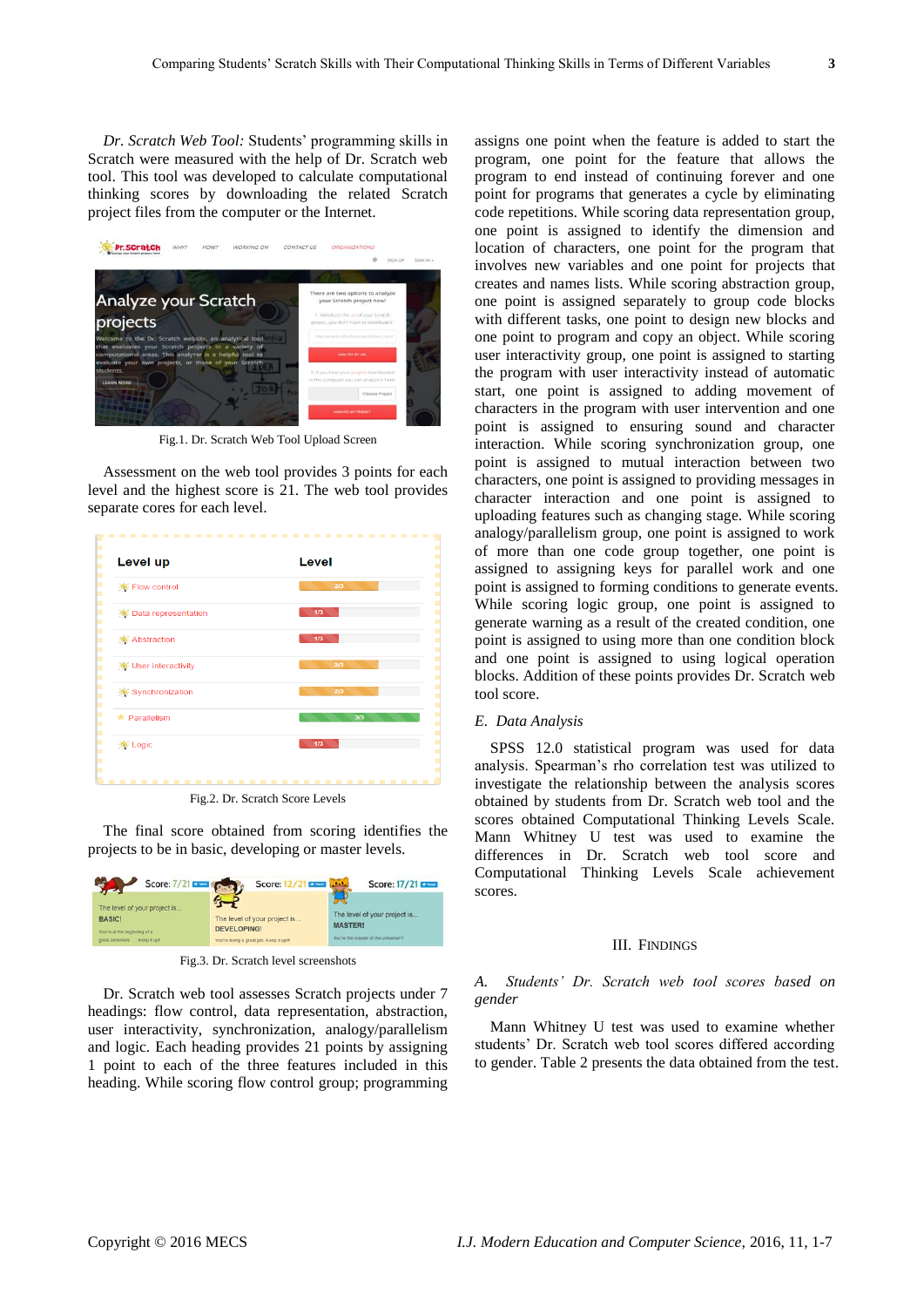*Dr. Scratch Web Tool:* Students' programming skills in Scratch were measured with the help of Dr. Scratch web tool. This tool was developed to calculate computational thinking scores by downloading the related Scratch project files from the computer or the Internet.

Fig.1. Dr. Scratch Web Tool Upload Screen

Assessment on the web tool provides 3 points for each level and the highest score is 21. The web tool provides separate cores for each level.

Fig.2. Dr. Scratch Score Levels

The final score obtained from scoring identifies the projects to be in basic, developing or master levels.

Fig.3. Dr. Scratch level screenshots

Dr. Scratch web tool assesses Scratch projects under 7 headings: flow control, data representation, abstraction, user interactivity, synchronization, analogy/parallelism and logic. Each heading provides 21 points by assigning 1 point to each of the three features included in this heading. While scoring flow control group; programming assigns one point when the feature is added to start the program, one point for the feature that allows the program to end instead of continuing forever and one point for programs that generates a cycle by eliminating code repetitions. While scoring data representation group, one point is assigned to identify the dimension and location of characters, one point for the program that involves new variables and one point for projects that creates and names lists. While scoring abstraction group, one point is assigned separately to group code blocks with different tasks, one point to design new blocks and one point to program and copy an object. While scoring user interactivity group, one point is assigned to starting the program with user interactivity instead of automatic start, one point is assigned to adding movement of characters in the program with user intervention and one point is assigned to ensuring sound and character interaction. While scoring synchronization group, one point is assigned to mutual interaction between two characters, one point is assigned to providing messages in character interaction and one point is assigned to uploading features such as changing stage. While scoring analogy/parallelism group, one point is assigned to work of more than one code group together, one point is assigned to assigning keys for parallel work and one point is assigned to forming conditions to generate events. While scoring logic group, one point is assigned to generate warning as a result of the created condition, one point is assigned to using more than one condition block and one point is assigned to using logical operation blocks. Addition of these points provides Dr. Scratch web tool score.

### *E. Data Analysis*

SPSS 12.0 statistical program was used for data analysis. Spearman's rho correlation test was utilized to investigate the relationship between the analysis scores obtained by students from Dr. Scratch web tool and the scores obtained Computational Thinking Levels Scale. Mann Whitney U test was used to examine the differences in Dr. Scratch web tool score and Computational Thinking Levels Scale achievement scores.

## III. Findings

### *A. Students' Dr. Scratch web tool scores based on gender*

Mann Whitney U test was used to examine whether students' Dr. Scratch web tool scores differed according to gender. Table 2 presents the data obtained from the test.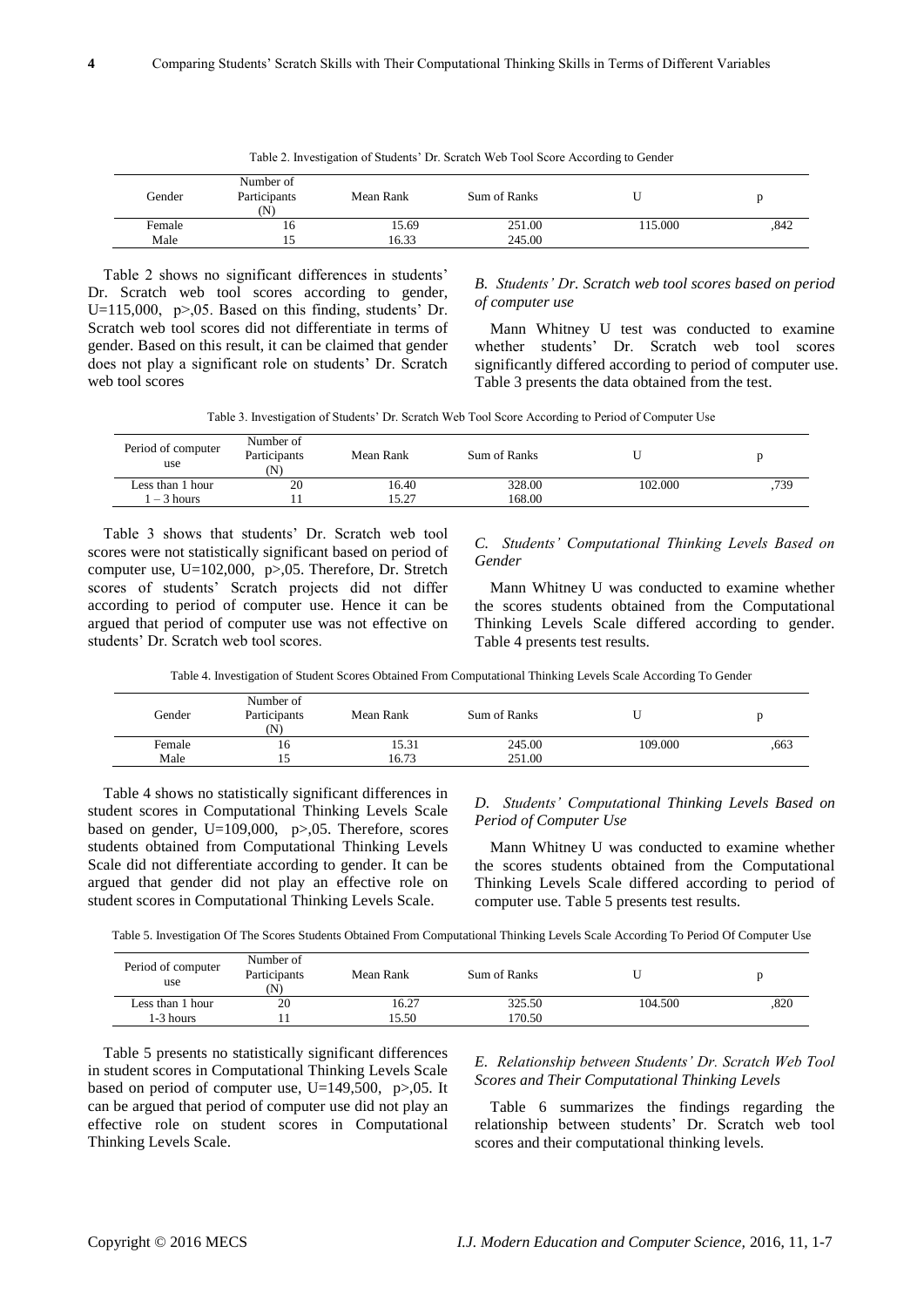Table 2. Investigation of Students' Dr. Scratch Web Tool Score According to Gender

| Gender | Number of Participants (N) | Mean Rank | Sum of Ranks | U | p |
|---|---|---|---|---|---|
| Female | 16 | 15.69 | 251.00 | 115.000 | ,842 |
| Male | 15 | 16.33 | 245.00 | | |

Table 2 shows no significant differences in students' Dr. Scratch web tool scores according to gender, U=115,000, p>,05. Based on this finding, students' Dr. Scratch web tool scores did not differentiate in terms of gender. Based on this result, it can be claimed that gender does not play a significant role on students' Dr. Scratch web tool scores

### *B. Students' Dr. Scratch web tool scores based on period of computer use*

Mann Whitney U test was conducted to examine whether students' Dr. Scratch web tool scores significantly differed according to period of computer use. Table 3 presents the data obtained from the test.

Table 3. Investigation of Students' Dr. Scratch Web Tool Score According to Period of Computer Use

| Period of computer use | Number of Participants (N) | Mean Rank | Sum of Ranks | U | p |
|---|---|---|---|---|---|
| Less than 1 hour | 20 | 16.40 | 328.00 | 102.000 | ,739 |
| 1 – 3 hours | 11 | 15.27 | 168.00 | | |

Table 3 shows that students' Dr. Scratch web tool scores were not statistically significant based on period of computer use, U=102,000, p>,05. Therefore, Dr. Stretch scores of students' Scratch projects did not differ according to period of computer use. Hence it can be argued that period of computer use was not effective on students' Dr. Scratch web tool scores.

### *C. Students' Computational Thinking Levels Based on Gender*

Mann Whitney U was conducted to examine whether the scores students obtained from the Computational Thinking Levels Scale differed according to gender. Table 4 presents test results.

Table 4. Investigation of Student Scores Obtained From Computational Thinking Levels Scale According To Gender

| Gender | Number of Participants (N) | Mean Rank | Sum of Ranks | U | p |
|---|---|---|---|---|---|
| Female | 16 | 15.31 | 245.00 | 109.000 | ,663 |
| Male | 15 | 16.73 | 251.00 | | |

Table 4 shows no statistically significant differences in student scores in Computational Thinking Levels Scale based on gender, U=109,000, p>,05. Therefore, scores students obtained from Computational Thinking Levels Scale did not differentiate according to gender. It can be argued that gender did not play an effective role on student scores in Computational Thinking Levels Scale.

### *D. Students' Computational Thinking Levels Based on Period of Computer Use*

Mann Whitney U was conducted to examine whether the scores students obtained from the Computational Thinking Levels Scale differed according to period of computer use. Table 5 presents test results.

Table 5. Investigation Of The Scores Students Obtained From Computational Thinking Levels Scale According To Period Of Computer Use

| Period of computer use | Number of Participants (N) | Mean Rank | Sum of Ranks | U | p |
|---|---|---|---|---|---|
| Less than 1 hour | 20 | 16.27 | 325.50 | 104.500 | ,820 |
| 1-3 hours | 11 | 15.50 | 170.50 | | |

Table 5 presents no statistically significant differences in student scores in Computational Thinking Levels Scale based on period of computer use, U=149,500, p>,05. It can be argued that period of computer use did not play an effective role on student scores in Computational Thinking Levels Scale.

### *E. Relationship between Students' Dr. Scratch Web Tool Scores and Their Computational Thinking Levels*

Table 6 summarizes the findings regarding the relationship between students' Dr. Scratch web tool scores and their computational thinking levels.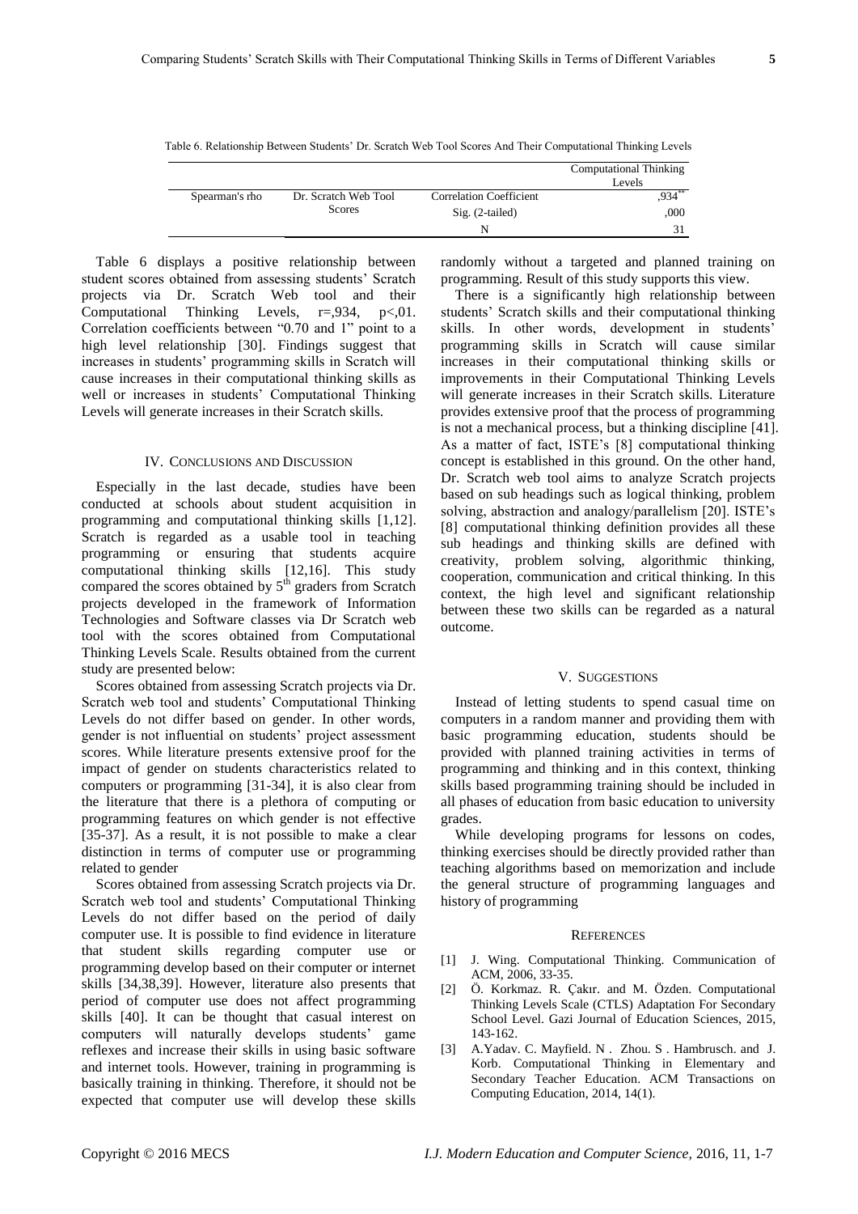Table 6. Relationship Between Students' Dr. Scratch Web Tool Scores And Their Computational Thinking Levels

| | | | Computational Thinking Levels |
|---|---|---|---|
| Spearman's rho | Dr. Scratch Web Tool Scores | Correlation Coefficient | ,934** |
| | | Sig. (2-tailed) | ,000 |
| | | N | 31 |

Table 6 displays a positive relationship between student scores obtained from assessing students' Scratch projects via Dr. Scratch Web tool and their Computational Thinking Levels, r=,934, p<,01. Correlation coefficients between "0.70 and 1" point to a high level relationship [30]. Findings suggest that increases in students' programming skills in Scratch will cause increases in their computational thinking skills as well or increases in students' Computational Thinking Levels will generate increases in their Scratch skills.

## IV. Conclusions and Discussion

Especially in the last decade, studies have been conducted at schools about student acquisition in programming and computational thinking skills [1,12]. Scratch is regarded as a usable tool in teaching programming or ensuring that students acquire computational thinking skills [12,16]. This study compared the scores obtained by 5th graders from Scratch projects developed in the framework of Information Technologies and Software classes via Dr Scratch web tool with the scores obtained from Computational Thinking Levels Scale. Results obtained from the current study are presented below:

Scores obtained from assessing Scratch projects via Dr. Scratch web tool and students' Computational Thinking Levels do not differ based on gender. In other words, gender is not influential on students' project assessment scores. While literature presents extensive proof for the impact of gender on students characteristics related to computers or programming [31-34], it is also clear from the literature that there is a plethora of computing or programming features on which gender is not effective [35-37]. As a result, it is not possible to make a clear distinction in terms of computer use or programming related to gender

Scores obtained from assessing Scratch projects via Dr. Scratch web tool and students' Computational Thinking Levels do not differ based on the period of daily computer use. It is possible to find evidence in literature that student skills regarding computer use or programming develop based on their computer or internet skills [34,38,39]. However, literature also presents that period of computer use does not affect programming skills [40]. It can be thought that casual interest on computers will naturally develops students' game reflexes and increase their skills in using basic software and internet tools. However, training in programming is basically training in thinking. Therefore, it should not be expected that computer use will develop these skills randomly without a targeted and planned training on programming. Result of this study supports this view.

There is a significantly high relationship between students' Scratch skills and their computational thinking skills. In other words, development in students' programming skills in Scratch will cause similar increases in their computational thinking skills or improvements in their Computational Thinking Levels will generate increases in their Scratch skills. Literature provides extensive proof that the process of programming is not a mechanical process, but a thinking discipline [41]. As a matter of fact, ISTE's [8] computational thinking concept is established in this ground. On the other hand, Dr. Scratch web tool aims to analyze Scratch projects based on sub headings such as logical thinking, problem solving, abstraction and analogy/parallelism [20]. ISTE's [8] computational thinking definition provides all these sub headings and thinking skills are defined with creativity, problem solving, algorithmic thinking, cooperation, communication and critical thinking. In this context, the high level and significant relationship between these two skills can be regarded as a natural outcome.

## V. Suggestions

Instead of letting students to spend casual time on computers in a random manner and providing them with basic programming education, students should be provided with planned training activities in terms of programming and thinking and in this context, thinking skills based programming training should be included in all phases of education from basic education to university grades.

While developing programs for lessons on codes, thinking exercises should be directly provided rather than teaching algorithms based on memorization and include the general structure of programming languages and history of programming

## References

[1] J. Wing. Computational Thinking. Communication of ACM, 2006, 33-35.

[2] Ö. Korkmaz. R. Çakır. and M. Özden. Computational Thinking Levels Scale (CTLS) Adaptation For Secondary School Level. Gazi Journal of Education Sciences, 2015, 143-162.

[3] A.Yadav. C. Mayfield. N . Zhou. S . Hambrusch. and J. Korb. Computational Thinking in Elementary and Secondary Teacher Education. ACM Transactions on Computing Education, 2014, 14(1).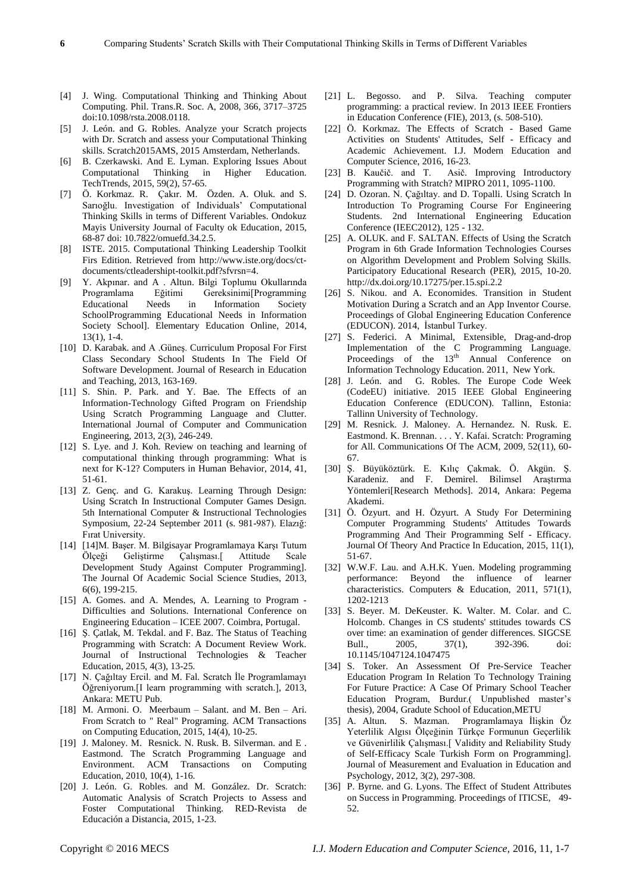[4] J. Wing. Computational Thinking and Thinking About Computing. Phil. Trans.R. Soc. A, 2008, 366, 3717–3725 doi:10.1098/rsta.2008.0118.

[5] J. León. and G. Robles. Analyze your Scratch projects with Dr. Scratch and assess your Computational Thinking skills. Scratch2015AMS, 2015 Amsterdam, Netherlands.

[6] B. Czerkawski. And E. Lyman. Exploring Issues About Computational Thinking in Higher Education. TechTrends, 2015, 59(2), 57-65.

[7] Ö. Korkmaz. R. Çakır. M. Özden. A. Oluk. and S. Sarıoğlu. Investigation of Individuals' Computational Thinking Skills in terms of Different Variables. Ondokuz Mayis University Journal of Faculty ok Education, 2015, 68-87 doi: 10.7822/omuefd.34.2.5.

[8] ISTE. 2015. Computational Thinking Leadership Toolkit Firs Edition. Retrieved from http://www.iste.org/docs/ct-documents/ctleadershipt-toolkit.pdf?sfvrsn=4.

[9] Y. Akpınar. and A . Altun. Bilgi Toplumu Okullarında Programlama Eğitimi Gereksinimi[Programming Educational Needs in Information Society SchoolProgramming Educational Needs in Information Society School]. Elementary Education Online, 2014, 13(1), 1-4.

[10] D. Karabak. and A .Güneş. Curriculum Proposal For First Class Secondary School Students In The Field Of Software Development. Journal of Research in Education and Teaching, 2013, 163-169.

[11] S. Shin. P. Park. and Y. Bae. The Effects of an Information-Technology Gifted Program on Friendship Using Scratch Programming Language and Clutter. International Journal of Computer and Communication Engineering, 2013, 2(3), 246-249.

[12] S. Lye. and J. Koh. Review on teaching and learning of computational thinking through programming: What is next for K-12? Computers in Human Behavior, 2014, 41, 51-61.

[13] Z. Genç. and G. Karakuş. Learning Through Design: Using Scratch In Instructional Computer Games Design. 5th International Computer & Instructional Technologies Symposium, 22-24 September 2011 (s. 981-987). Elazığ: Fırat University.

[14] [14]M. Başer. M. Bilgisayar Programlamaya Karşı Tutum Ölçeği Geliştirme Çalışması.[ Attitude Scale Development Study Against Computer Programming]. The Journal Of Academic Social Science Studies, 2013, 6(6), 199-215.

[15] A. Gomes. and A. Mendes, A. Learning to Program - Difficulties and Solutions. International Conference on Engineering Education – ICEE 2007. Coimbra, Portugal.

[16] Ş. Çatlak, M. Tekdal. and F. Baz. The Status of Teaching Programming with Scratch: A Document Review Work. Journal of Instructional Technologies & Teacher Education, 2015, 4(3), 13-25.

[17] N. Çağıltay Ercil. and M. Fal. Scratch İle Programlamayı Öğreniyorum.[I learn programming with scratch.], 2013, Ankara: METU Pub.

[18] M. Armoni. O. Meerbaum – Salant. and M. Ben – Ari. From Scratch to " Real" Programing. ACM Transactions on Computing Education, 2015, 14(4), 10-25.

[19] J. Maloney. M. Resnick. N. Rusk. B. Silverman. and E . Eastmond. The Scratch Programming Language and Environment. ACM Transactions on Computing Education, 2010, 10(4), 1-16.

[20] J. León. G. Robles. and M. González. Dr. Scratch: Automatic Analysis of Scratch Projects to Assess and Foster Computational Thinking. RED-Revista de Educación a Distancia, 2015, 1-23.

[21] L. Begosso. and P. Silva. Teaching computer programming: a practical review. In 2013 IEEE Frontiers in Education Conference (FIE), 2013, (s. 508-510).

[22] Ö. Korkmaz. The Effects of Scratch - Based Game Activities on Students' Attitudes, Self - Efficacy and Academic Achievement. I.J. Modern Education and Computer Science, 2016, 16-23.

[23] B. Kaučič. and T. Asič. Improving Introductory Programming with Stratch? MIPRO 2011, 1095-1100.

[24] D. Ozoran. N. Çağıltay. and D. Topalli. Using Scratch In Introduction To Programing Course For Engineering Students. 2nd International Engineering Education Conference (IEEC2012), 125 - 132.

[25] A. OLUK. and F. SALTAN. Effects of Using the Scratch Program in 6th Grade Information Technologies Courses on Algorithm Development and Problem Solving Skills. Participatory Educational Research (PER), 2015, 10-20. http://dx.doi.org/10.17275/per.15.spi.2.2

[26] S. Nikou. and A. Economides. Transition in Student Motivation During a Scratch and an App Inventor Course. Proceedings of Global Engineering Education Conference (EDUCON). 2014, İstanbul Turkey.

[27] S. Federici. A Minimal, Extensible, Drag-and-drop Implementation of the C Programming Language. Proceedings of the 13th Annual Conference on Information Technology Education. 2011, New York.

[28] J. León. and G. Robles. The Europe Code Week (CodeEU) initiative. 2015 IEEE Global Engineering Education Conference (EDUCON). Tallinn, Estonia: Tallinn University of Technology.

[29] M. Resnick. J. Maloney. A. Hernandez. N. Rusk. E. Eastmond. K. Brennan. . . . Y. Kafai. Scratch: Programing for All. Communications Of The ACM, 2009, 52(11), 60-67.

[30] Ş. Büyüköztürk. E. Kılıç Çakmak. Ö. Akgün. Ş. Karadeniz. and F. Demirel. Bilimsel Araştırma Yöntemleri[Research Methods]. 2014, Ankara: Pegema Akademi.

[31] Ö. Özyurt. and H. Özyurt. A Study For Determining Computer Programming Students' Attitudes Towards Programming And Their Programming Self - Efficacy. Journal Of Theory And Practice In Education, 2015, 11(1), 51-67.

[32] W.W.F. Lau. and A.H.K. Yuen. Modeling programming performance: Beyond the influence of learner characteristics. Computers & Education, 2011, 571(1), 1202-1213

[33] S. Beyer. M. DeKeuster. K. Walter. M. Colar. and C. Holcomb. Changes in CS students' sttitudes towards CS over time: an examination of gender differences. SIGCSE Bull., 2005, 37(1), 392-396. doi: 10.1145/1047124.1047475

[34] S. Toker. An Assessment Of Pre-Service Teacher Education Program In Relation To Technology Training For Future Practice: A Case Of Primary School Teacher Education Program, Burdur.( Unpublished master's thesis), 2004, Gradute School of Education,METU

[35] A. Altun. S. Mazman. Programlamaya İlişkin Öz Yeterlilik Algısı Ölçeğinin Türkçe Formunun Geçerlilik ve Güvenirlilik Çalışması.[ Validity and Reliability Study of Self-Efficacy Scale Turkish Form on Programming]. Journal of Measurement and Evaluation in Education and Psychology, 2012, 3(2), 297-308.

[36] P. Byrne. and G. Lyons. The Effect of Student Attributes on Success in Programming. Proceedings of ITICSE, 49-52.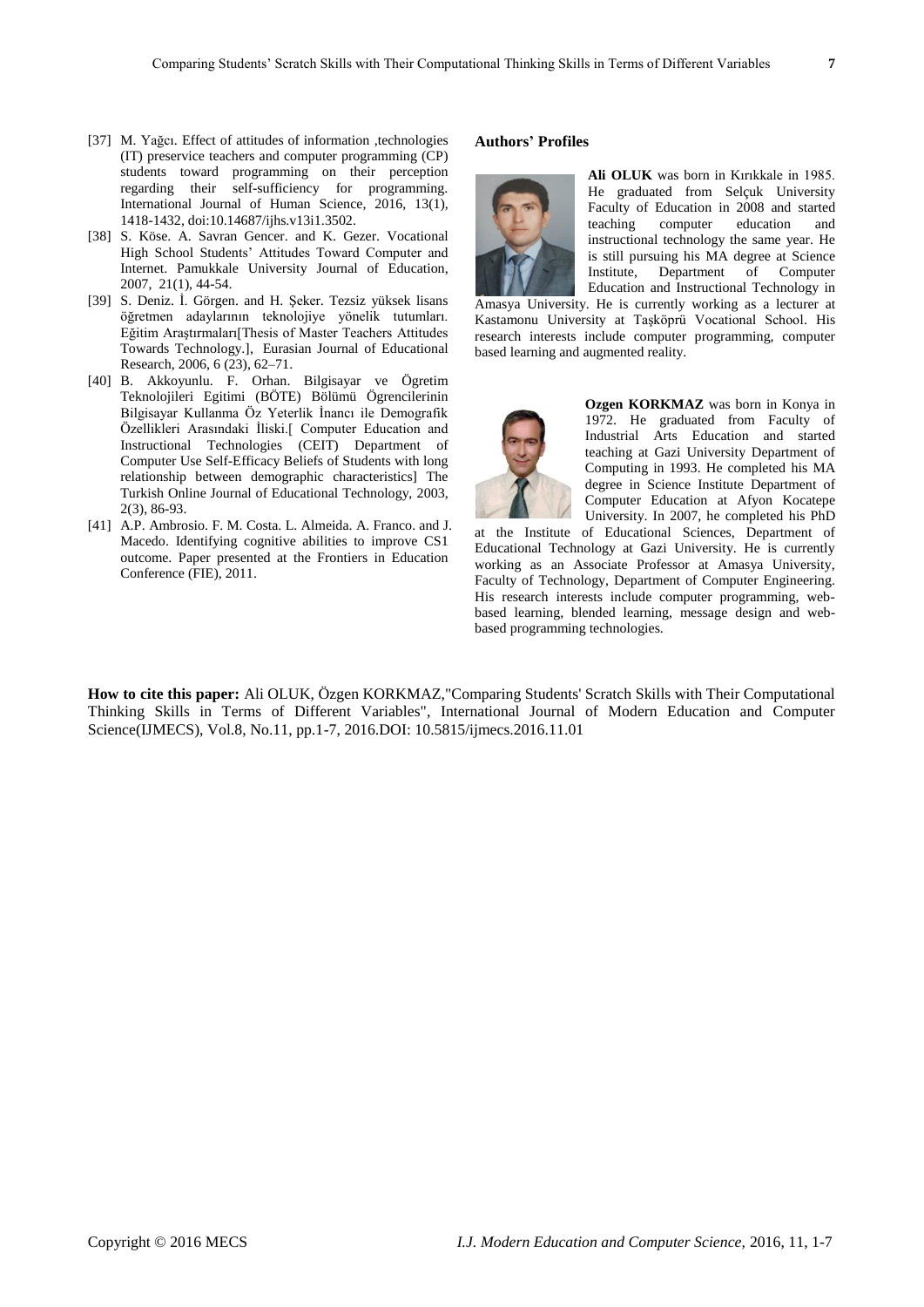[37] M. Yağcı. Effect of attitudes of information ,technologies (IT) preservice teachers and computer programming (CP) students toward programming on their perception regarding their self-sufficiency for programming. International Journal of Human Science, 2016, 13(1), 1418-1432, doi:10.14687/ijhs.v13i1.3502.

[38] S. Köse. A. Savran Gencer. and K. Gezer. Vocational High School Students' Attitudes Toward Computer and Internet. Pamukkale University Journal of Education, 2007, 21(1), 44-54.

[39] S. Deniz. İ. Görgen. and H. Şeker. Tezsiz yüksek lisans öğretmen adaylarının teknolojiye yönelik tutumları. Eğitim Araştırmaları[Thesis of Master Teachers Attitudes Towards Technology.], Eurasian Journal of Educational Research, 2006, 6 (23), 62–71.

[40] B. Akkoyunlu. F. Orhan. Bilgisayar ve Ögretim Teknolojileri Egitimi (BÖTE) Bölümü Ögrencilerinin Bilgisayar Kullanma Öz Yeterlik İnancı ile Demografik Özellikleri Arasındaki İliski.[ Computer Education and Instructional Technologies (CEIT) Department of Computer Use Self-Efficacy Beliefs of Students with long relationship between demographic characteristics] The Turkish Online Journal of Educational Technology, 2003, 2(3), 86-93.

[41] A.P. Ambrosio. F. M. Costa. L. Almeida. A. Franco. and J. Macedo. Identifying cognitive abilities to improve CS1 outcome. Paper presented at the Frontiers in Education Conference (FIE), 2011.

## Authors' Profiles

**Ali OLUK** was born in Kırıkkale in 1985. He graduated from Selçuk University Faculty of Education in 2008 and started teaching computer education and instructional technology the same year. He is still pursuing his MA degree at Science Institute, Department of Computer Education and Instructional Technology in Amasya University. He is currently working as a lecturer at Kastamonu University at Taşköprü Vocational School. His research interests include computer programming, computer based learning and augmented reality.

**Ozgen KORKMAZ** was born in Konya in 1972. He graduated from Faculty of Industrial Arts Education and started teaching at Gazi University Department of Computing in 1993. He completed his MA degree in Science Institute Department of Computer Education at Afyon Kocatepe University. In 2007, he completed his PhD at the Institute of Educational Sciences, Department of Educational Technology at Gazi University. He is currently working as an Associate Professor at Amasya University, Faculty of Technology, Department of Computer Engineering. His research interests include computer programming, web-based learning, blended learning, message design and web-based programming technologies.

**How to cite this paper:** Ali OLUK, Özgen KORKMAZ,"Comparing Students' Scratch Skills with Their Computational Thinking Skills in Terms of Different Variables", International Journal of Modern Education and Computer Science(IJMECS), Vol.8, No.11, pp.1-7, 2016.DOI: 10.5815/ijmecs.2016.11.01